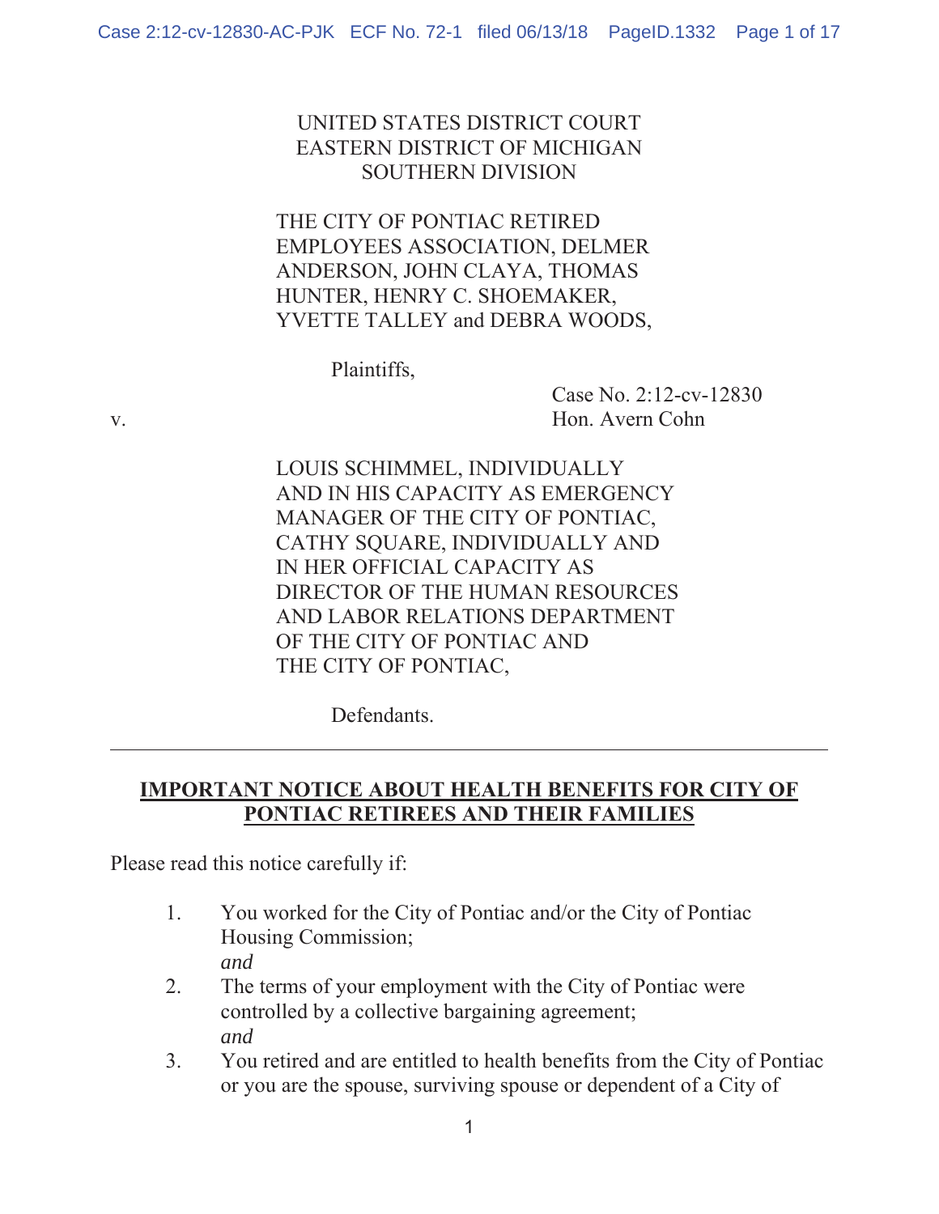UNITED STATES DISTRICT COURT
EASTERN DISTRICT OF MICHIGAN
SOUTHERN DIVISION

THE CITY OF PONTIAC RETIRED EMPLOYEES ASSOCIATION, DELMER ANDERSON, JOHN CLAYA, THOMAS HUNTER, HENRY C. SHOEMAKER, YVETTE TALLEY and DEBRA WOODS,

Plaintiffs,

v.

Case No. 2:12-cv-12830
Hon. Avern Cohn

LOUIS SCHIMMEL, INDIVIDUALLY AND IN HIS CAPACITY AS EMERGENCY MANAGER OF THE CITY OF PONTIAC, CATHY SQUARE, INDIVIDUALLY AND IN HER OFFICIAL CAPACITY AS DIRECTOR OF THE HUMAN RESOURCES AND LABOR RELATIONS DEPARTMENT OF THE CITY OF PONTIAC AND THE CITY OF PONTIAC,

Defendants.

---

**IMPORTANT NOTICE ABOUT HEALTH BENEFITS FOR CITY OF PONTIAC RETIREES AND THEIR FAMILIES**

Please read this notice carefully if:

1. You worked for the City of Pontiac and/or the City of Pontiac Housing Commission;
   *and*
2. The terms of your employment with the City of Pontiac were controlled by a collective bargaining agreement;
   *and*
3. You retired and are entitled to health benefits from the City of Pontiac or you are the spouse, surviving spouse or dependent of a City of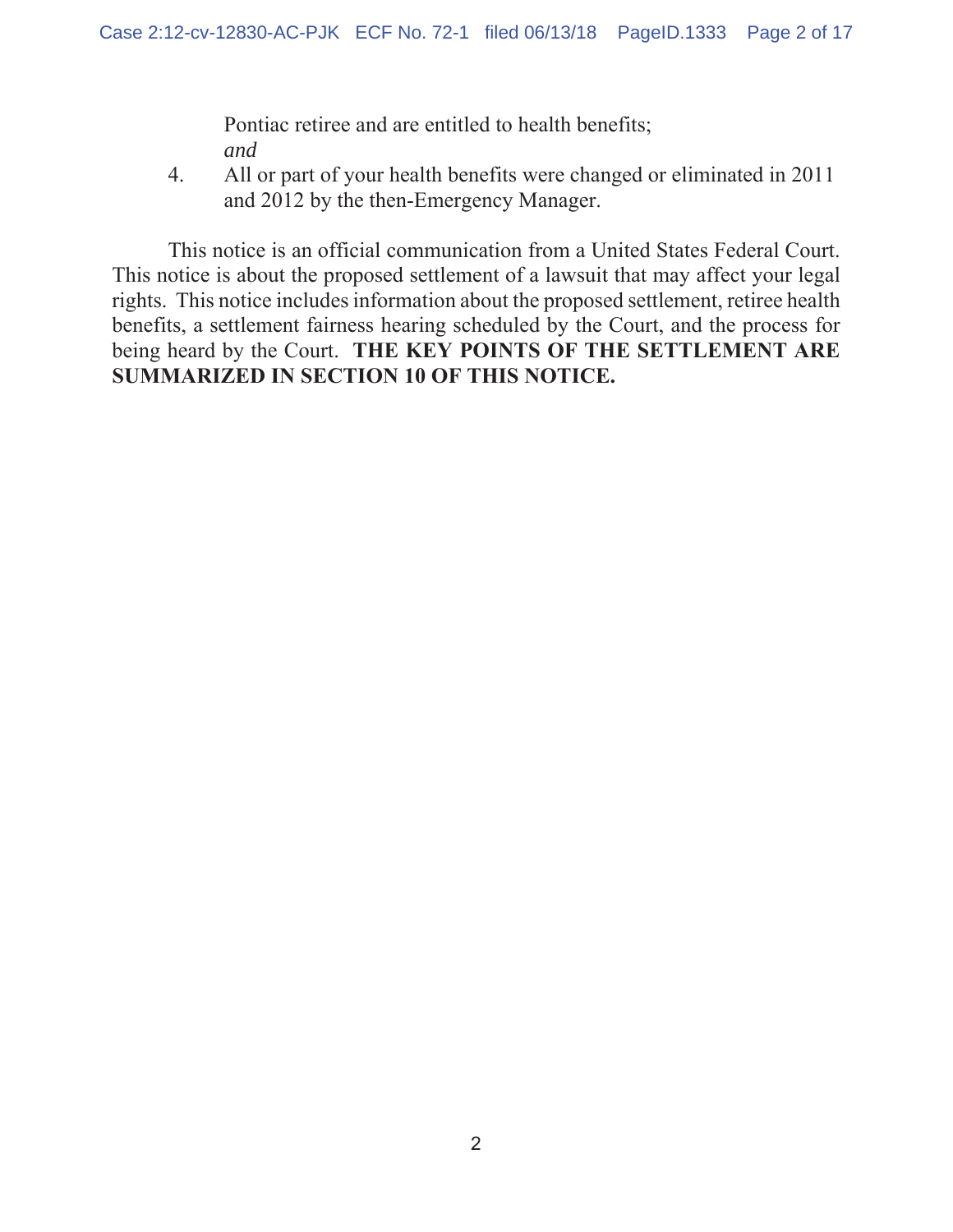Pontiac retiree and are entitled to health benefits; *and*

4. All or part of your health benefits were changed or eliminated in 2011 and 2012 by the then-Emergency Manager.

This notice is an official communication from a United States Federal Court. This notice is about the proposed settlement of a lawsuit that may affect your legal rights. This notice includes information about the proposed settlement, retiree health benefits, a settlement fairness hearing scheduled by the Court, and the process for being heard by the Court. **THE KEY POINTS OF THE SETTLEMENT ARE SUMMARIZED IN SECTION 10 OF THIS NOTICE.**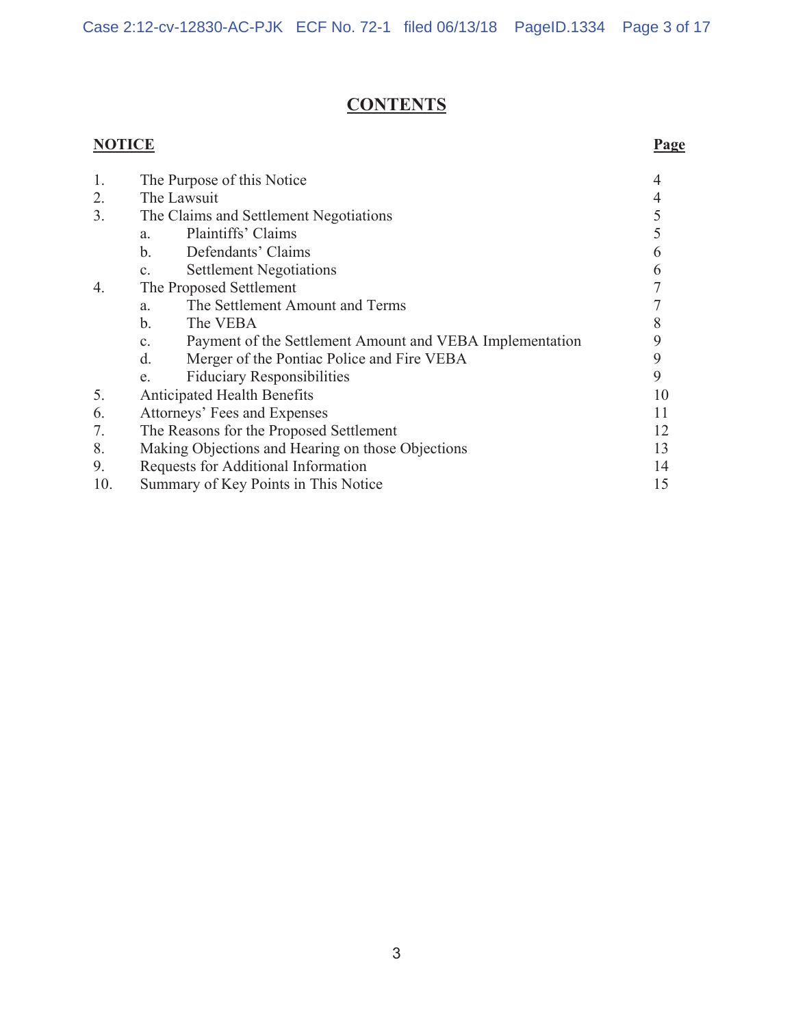# CONTENTS

| **NOTICE** | | **Page** |
|---|---|---|
| 1. | The Purpose of this Notice | 4 |
| 2. | The Lawsuit | 4 |
| 3. | The Claims and Settlement Negotiations | 5 |
| | a. Plaintiffs' Claims | 5 |
| | b. Defendants' Claims | 6 |
| | c. Settlement Negotiations | 6 |
| 4. | The Proposed Settlement | 7 |
| | a. The Settlement Amount and Terms | 7 |
| | b. The VEBA | 8 |
| | c. Payment of the Settlement Amount and VEBA Implementation | 9 |
| | d. Merger of the Pontiac Police and Fire VEBA | 9 |
| | e. Fiduciary Responsibilities | 9 |
| 5. | Anticipated Health Benefits | 10 |
| 6. | Attorneys' Fees and Expenses | 11 |
| 7. | The Reasons for the Proposed Settlement | 12 |
| 8. | Making Objections and Hearing on those Objections | 13 |
| 9. | Requests for Additional Information | 14 |
| 10. | Summary of Key Points in This Notice | 15 |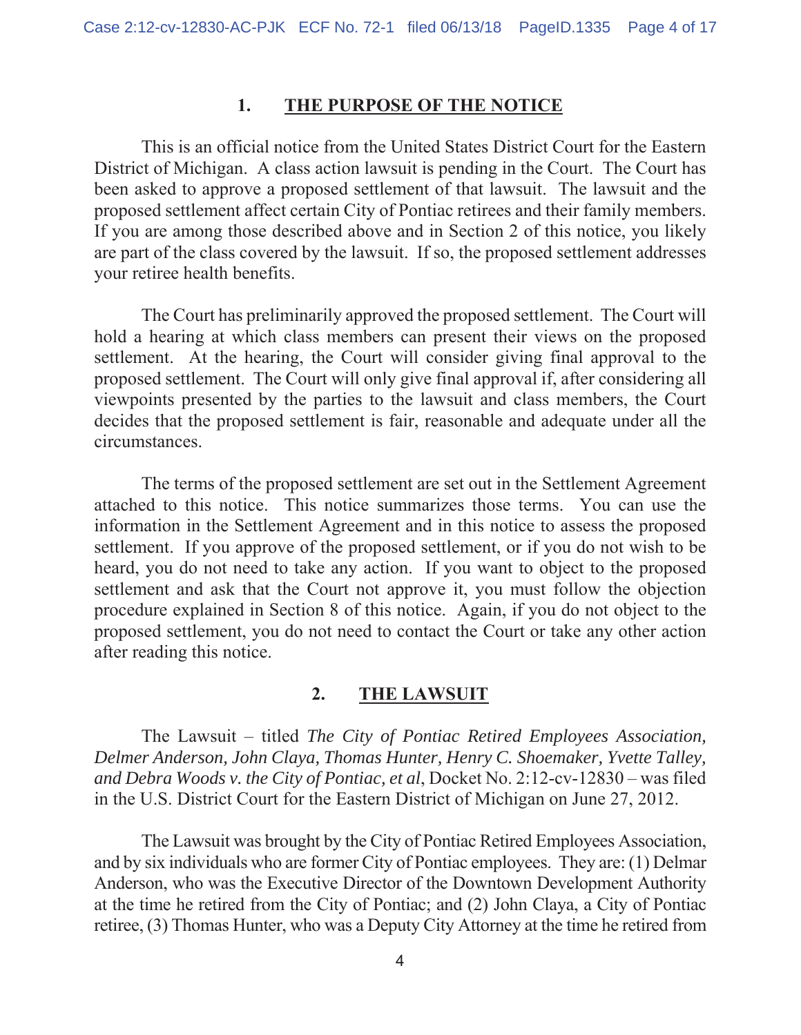## 1. THE PURPOSE OF THE NOTICE

This is an official notice from the United States District Court for the Eastern District of Michigan. A class action lawsuit is pending in the Court. The Court has been asked to approve a proposed settlement of that lawsuit. The lawsuit and the proposed settlement affect certain City of Pontiac retirees and their family members. If you are among those described above and in Section 2 of this notice, you likely are part of the class covered by the lawsuit. If so, the proposed settlement addresses your retiree health benefits.

The Court has preliminarily approved the proposed settlement. The Court will hold a hearing at which class members can present their views on the proposed settlement. At the hearing, the Court will consider giving final approval to the proposed settlement. The Court will only give final approval if, after considering all viewpoints presented by the parties to the lawsuit and class members, the Court decides that the proposed settlement is fair, reasonable and adequate under all the circumstances.

The terms of the proposed settlement are set out in the Settlement Agreement attached to this notice. This notice summarizes those terms. You can use the information in the Settlement Agreement and in this notice to assess the proposed settlement. If you approve of the proposed settlement, or if you do not wish to be heard, you do not need to take any action. If you want to object to the proposed settlement and ask that the Court not approve it, you must follow the objection procedure explained in Section 8 of this notice. Again, if you do not object to the proposed settlement, you do not need to contact the Court or take any other action after reading this notice.

## 2. THE LAWSUIT

The Lawsuit – titled *The City of Pontiac Retired Employees Association, Delmer Anderson, John Claya, Thomas Hunter, Henry C. Shoemaker, Yvette Talley, and Debra Woods v. the City of Pontiac, et al*, Docket No. 2:12-cv-12830 – was filed in the U.S. District Court for the Eastern District of Michigan on June 27, 2012.

The Lawsuit was brought by the City of Pontiac Retired Employees Association, and by six individuals who are former City of Pontiac employees. They are: (1) Delmar Anderson, who was the Executive Director of the Downtown Development Authority at the time he retired from the City of Pontiac; and (2) John Claya, a City of Pontiac retiree, (3) Thomas Hunter, who was a Deputy City Attorney at the time he retired from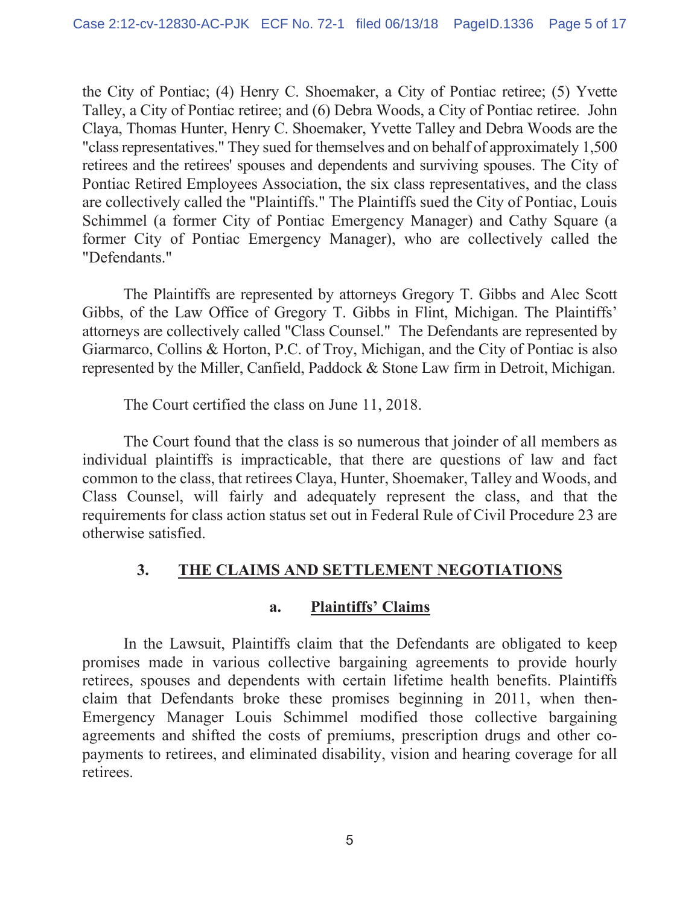the City of Pontiac; (4) Henry C. Shoemaker, a City of Pontiac retiree; (5) Yvette Talley, a City of Pontiac retiree; and (6) Debra Woods, a City of Pontiac retiree. John Claya, Thomas Hunter, Henry C. Shoemaker, Yvette Talley and Debra Woods are the "class representatives." They sued for themselves and on behalf of approximately 1,500 retirees and the retirees' spouses and dependents and surviving spouses. The City of Pontiac Retired Employees Association, the six class representatives, and the class are collectively called the "Plaintiffs." The Plaintiffs sued the City of Pontiac, Louis Schimmel (a former City of Pontiac Emergency Manager) and Cathy Square (a former City of Pontiac Emergency Manager), who are collectively called the "Defendants."

The Plaintiffs are represented by attorneys Gregory T. Gibbs and Alec Scott Gibbs, of the Law Office of Gregory T. Gibbs in Flint, Michigan. The Plaintiffs' attorneys are collectively called "Class Counsel." The Defendants are represented by Giarmarco, Collins & Horton, P.C. of Troy, Michigan, and the City of Pontiac is also represented by the Miller, Canfield, Paddock & Stone Law firm in Detroit, Michigan.

The Court certified the class on June 11, 2018.

The Court found that the class is so numerous that joinder of all members as individual plaintiffs is impracticable, that there are questions of law and fact common to the class, that retirees Claya, Hunter, Shoemaker, Talley and Woods, and Class Counsel, will fairly and adequately represent the class, and that the requirements for class action status set out in Federal Rule of Civil Procedure 23 are otherwise satisfied.

## 3. THE CLAIMS AND SETTLEMENT NEGOTIATIONS

### a. Plaintiffs' Claims

In the Lawsuit, Plaintiffs claim that the Defendants are obligated to keep promises made in various collective bargaining agreements to provide hourly retirees, spouses and dependents with certain lifetime health benefits. Plaintiffs claim that Defendants broke these promises beginning in 2011, when then-Emergency Manager Louis Schimmel modified those collective bargaining agreements and shifted the costs of premiums, prescription drugs and other co-payments to retirees, and eliminated disability, vision and hearing coverage for all retirees.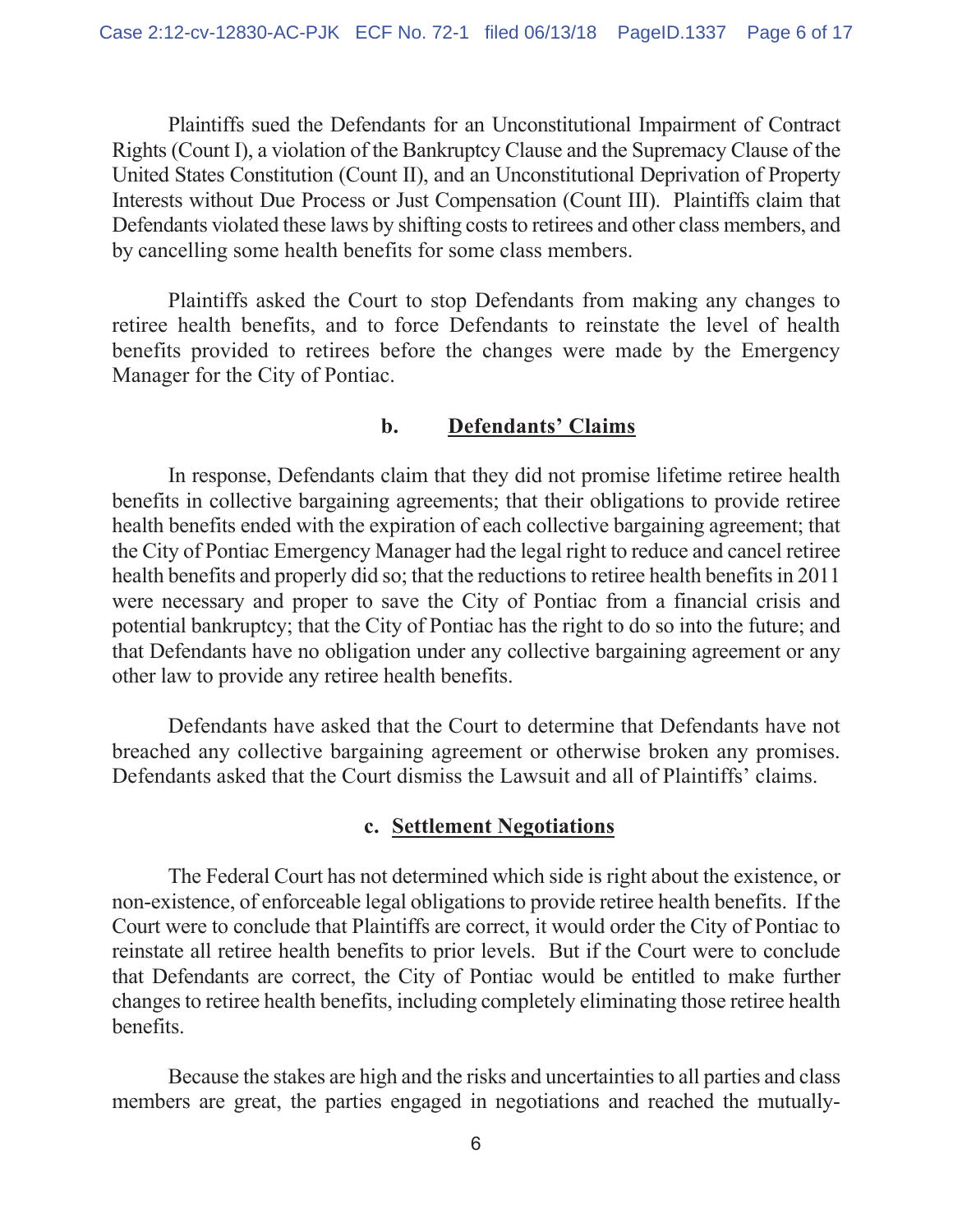Plaintiffs sued the Defendants for an Unconstitutional Impairment of Contract Rights (Count I), a violation of the Bankruptcy Clause and the Supremacy Clause of the United States Constitution (Count II), and an Unconstitutional Deprivation of Property Interests without Due Process or Just Compensation (Count III). Plaintiffs claim that Defendants violated these laws by shifting costs to retirees and other class members, and by cancelling some health benefits for some class members.

Plaintiffs asked the Court to stop Defendants from making any changes to retiree health benefits, and to force Defendants to reinstate the level of health benefits provided to retirees before the changes were made by the Emergency Manager for the City of Pontiac.

### b. Defendants' Claims

In response, Defendants claim that they did not promise lifetime retiree health benefits in collective bargaining agreements; that their obligations to provide retiree health benefits ended with the expiration of each collective bargaining agreement; that the City of Pontiac Emergency Manager had the legal right to reduce and cancel retiree health benefits and properly did so; that the reductions to retiree health benefits in 2011 were necessary and proper to save the City of Pontiac from a financial crisis and potential bankruptcy; that the City of Pontiac has the right to do so into the future; and that Defendants have no obligation under any collective bargaining agreement or any other law to provide any retiree health benefits.

Defendants have asked that the Court to determine that Defendants have not breached any collective bargaining agreement or otherwise broken any promises. Defendants asked that the Court dismiss the Lawsuit and all of Plaintiffs' claims.

### c. Settlement Negotiations

The Federal Court has not determined which side is right about the existence, or non-existence, of enforceable legal obligations to provide retiree health benefits. If the Court were to conclude that Plaintiffs are correct, it would order the City of Pontiac to reinstate all retiree health benefits to prior levels. But if the Court were to conclude that Defendants are correct, the City of Pontiac would be entitled to make further changes to retiree health benefits, including completely eliminating those retiree health benefits.

Because the stakes are high and the risks and uncertainties to all parties and class members are great, the parties engaged in negotiations and reached the mutually-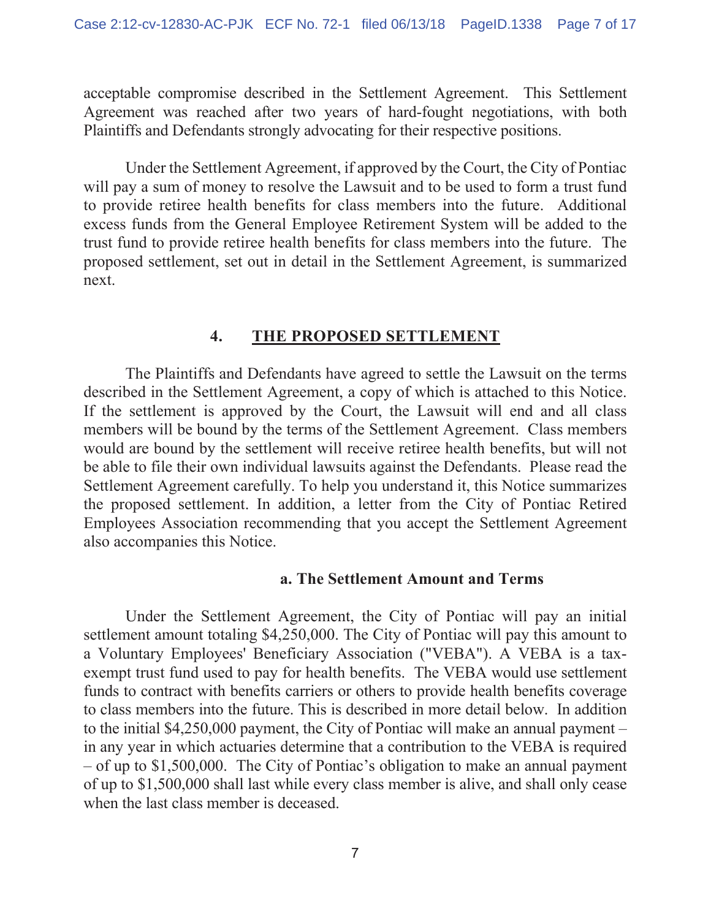acceptable compromise described in the Settlement Agreement. This Settlement Agreement was reached after two years of hard-fought negotiations, with both Plaintiffs and Defendants strongly advocating for their respective positions.

Under the Settlement Agreement, if approved by the Court, the City of Pontiac will pay a sum of money to resolve the Lawsuit and to be used to form a trust fund to provide retiree health benefits for class members into the future. Additional excess funds from the General Employee Retirement System will be added to the trust fund to provide retiree health benefits for class members into the future. The proposed settlement, set out in detail in the Settlement Agreement, is summarized next.

## 4. THE PROPOSED SETTLEMENT

The Plaintiffs and Defendants have agreed to settle the Lawsuit on the terms described in the Settlement Agreement, a copy of which is attached to this Notice. If the settlement is approved by the Court, the Lawsuit will end and all class members will be bound by the terms of the Settlement Agreement. Class members would are bound by the settlement will receive retiree health benefits, but will not be able to file their own individual lawsuits against the Defendants. Please read the Settlement Agreement carefully. To help you understand it, this Notice summarizes the proposed settlement. In addition, a letter from the City of Pontiac Retired Employees Association recommending that you accept the Settlement Agreement also accompanies this Notice.

### a. The Settlement Amount and Terms

Under the Settlement Agreement, the City of Pontiac will pay an initial settlement amount totaling $4,250,000. The City of Pontiac will pay this amount to a Voluntary Employees' Beneficiary Association ("VEBA"). A VEBA is a tax-exempt trust fund used to pay for health benefits. The VEBA would use settlement funds to contract with benefits carriers or others to provide health benefits coverage to class members into the future. This is described in more detail below. In addition to the initial $4,250,000 payment, the City of Pontiac will make an annual payment – in any year in which actuaries determine that a contribution to the VEBA is required – of up to $1,500,000. The City of Pontiac's obligation to make an annual payment of up to $1,500,000 shall last while every class member is alive, and shall only cease when the last class member is deceased.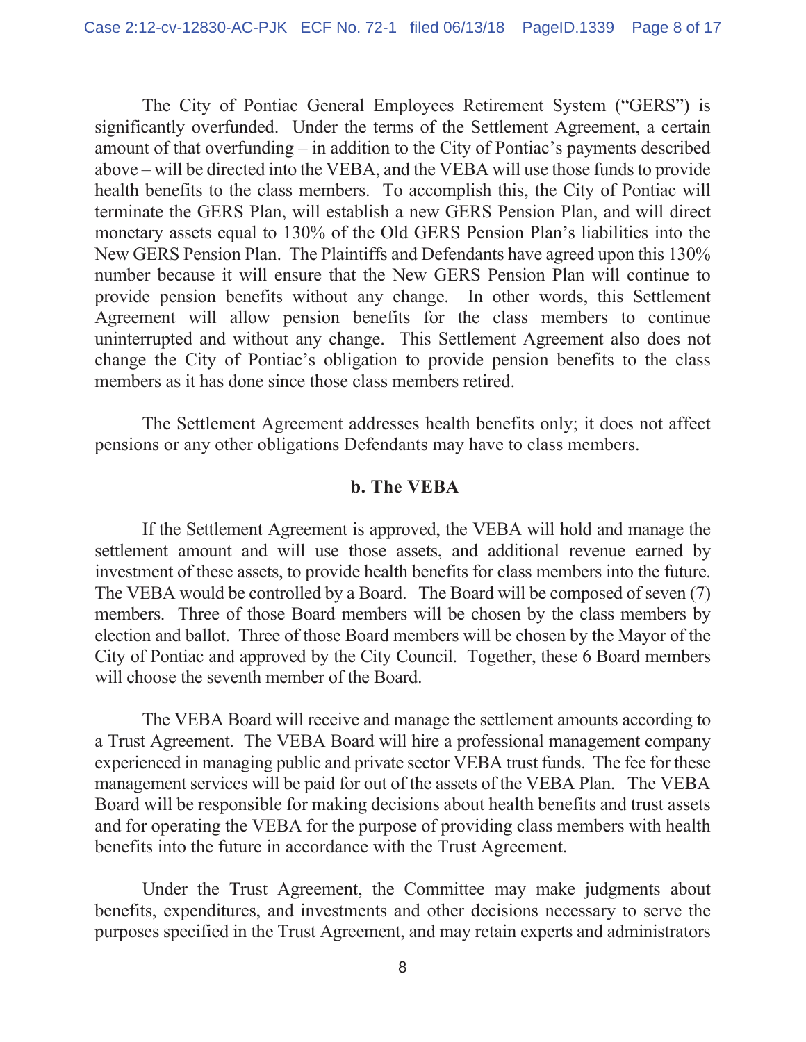The City of Pontiac General Employees Retirement System ("GERS") is significantly overfunded. Under the terms of the Settlement Agreement, a certain amount of that overfunding – in addition to the City of Pontiac's payments described above – will be directed into the VEBA, and the VEBA will use those funds to provide health benefits to the class members. To accomplish this, the City of Pontiac will terminate the GERS Plan, will establish a new GERS Pension Plan, and will direct monetary assets equal to 130% of the Old GERS Pension Plan's liabilities into the New GERS Pension Plan. The Plaintiffs and Defendants have agreed upon this 130% number because it will ensure that the New GERS Pension Plan will continue to provide pension benefits without any change. In other words, this Settlement Agreement will allow pension benefits for the class members to continue uninterrupted and without any change. This Settlement Agreement also does not change the City of Pontiac's obligation to provide pension benefits to the class members as it has done since those class members retired.

The Settlement Agreement addresses health benefits only; it does not affect pensions or any other obligations Defendants may have to class members.

**b. The VEBA**

If the Settlement Agreement is approved, the VEBA will hold and manage the settlement amount and will use those assets, and additional revenue earned by investment of these assets, to provide health benefits for class members into the future. The VEBA would be controlled by a Board. The Board will be composed of seven (7) members. Three of those Board members will be chosen by the class members by election and ballot. Three of those Board members will be chosen by the Mayor of the City of Pontiac and approved by the City Council. Together, these 6 Board members will choose the seventh member of the Board.

The VEBA Board will receive and manage the settlement amounts according to a Trust Agreement. The VEBA Board will hire a professional management company experienced in managing public and private sector VEBA trust funds. The fee for these management services will be paid for out of the assets of the VEBA Plan. The VEBA Board will be responsible for making decisions about health benefits and trust assets and for operating the VEBA for the purpose of providing class members with health benefits into the future in accordance with the Trust Agreement.

Under the Trust Agreement, the Committee may make judgments about benefits, expenditures, and investments and other decisions necessary to serve the purposes specified in the Trust Agreement, and may retain experts and administrators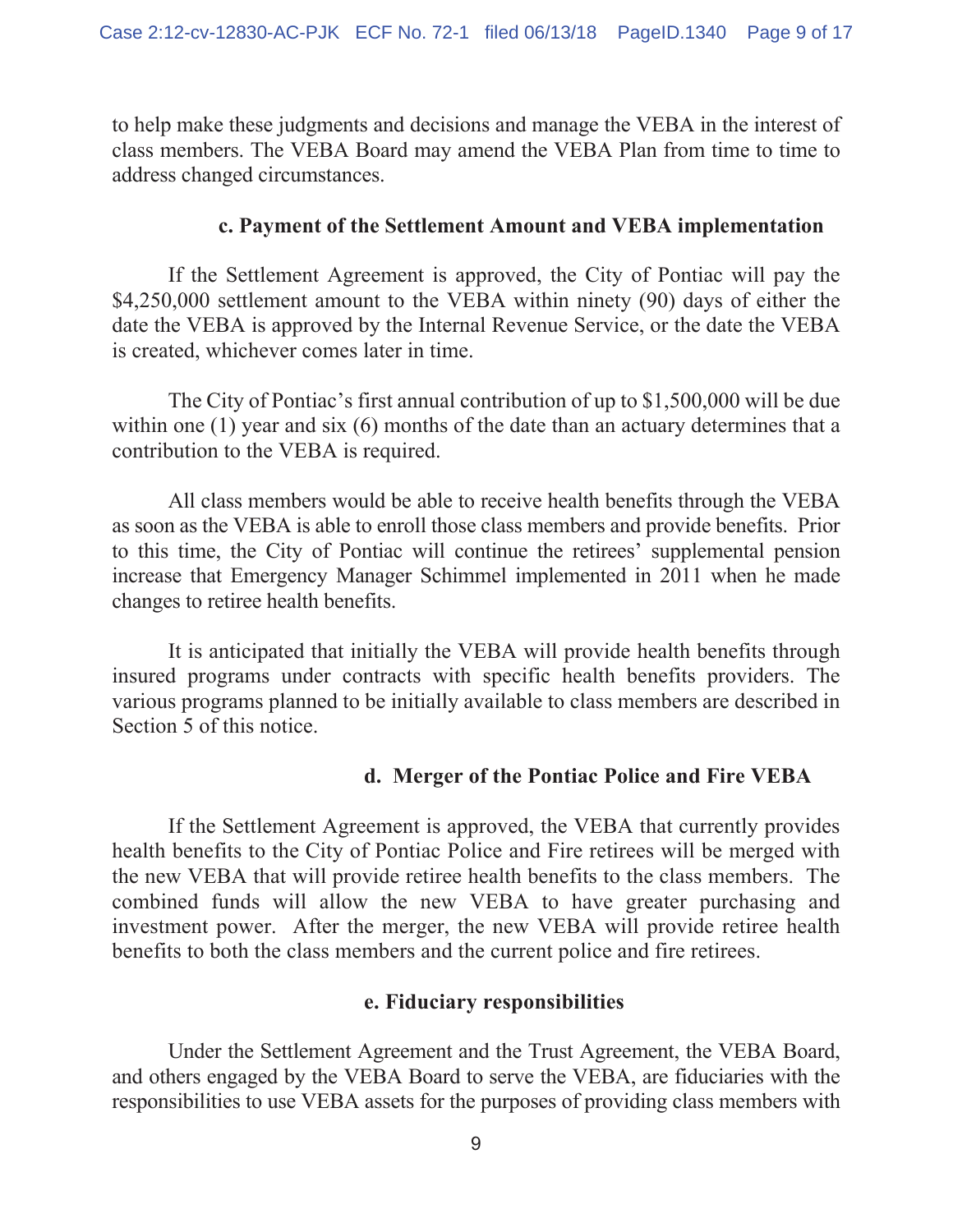to help make these judgments and decisions and manage the VEBA in the interest of class members. The VEBA Board may amend the VEBA Plan from time to time to address changed circumstances.

**c. Payment of the Settlement Amount and VEBA implementation**

If the Settlement Agreement is approved, the City of Pontiac will pay the $4,250,000 settlement amount to the VEBA within ninety (90) days of either the date the VEBA is approved by the Internal Revenue Service, or the date the VEBA is created, whichever comes later in time.

The City of Pontiac's first annual contribution of up to $1,500,000 will be due within one (1) year and six (6) months of the date than an actuary determines that a contribution to the VEBA is required.

All class members would be able to receive health benefits through the VEBA as soon as the VEBA is able to enroll those class members and provide benefits. Prior to this time, the City of Pontiac will continue the retirees' supplemental pension increase that Emergency Manager Schimmel implemented in 2011 when he made changes to retiree health benefits.

It is anticipated that initially the VEBA will provide health benefits through insured programs under contracts with specific health benefits providers. The various programs planned to be initially available to class members are described in Section 5 of this notice.

**d. Merger of the Pontiac Police and Fire VEBA**

If the Settlement Agreement is approved, the VEBA that currently provides health benefits to the City of Pontiac Police and Fire retirees will be merged with the new VEBA that will provide retiree health benefits to the class members. The combined funds will allow the new VEBA to have greater purchasing and investment power. After the merger, the new VEBA will provide retiree health benefits to both the class members and the current police and fire retirees.

**e. Fiduciary responsibilities**

Under the Settlement Agreement and the Trust Agreement, the VEBA Board, and others engaged by the VEBA Board to serve the VEBA, are fiduciaries with the responsibilities to use VEBA assets for the purposes of providing class members with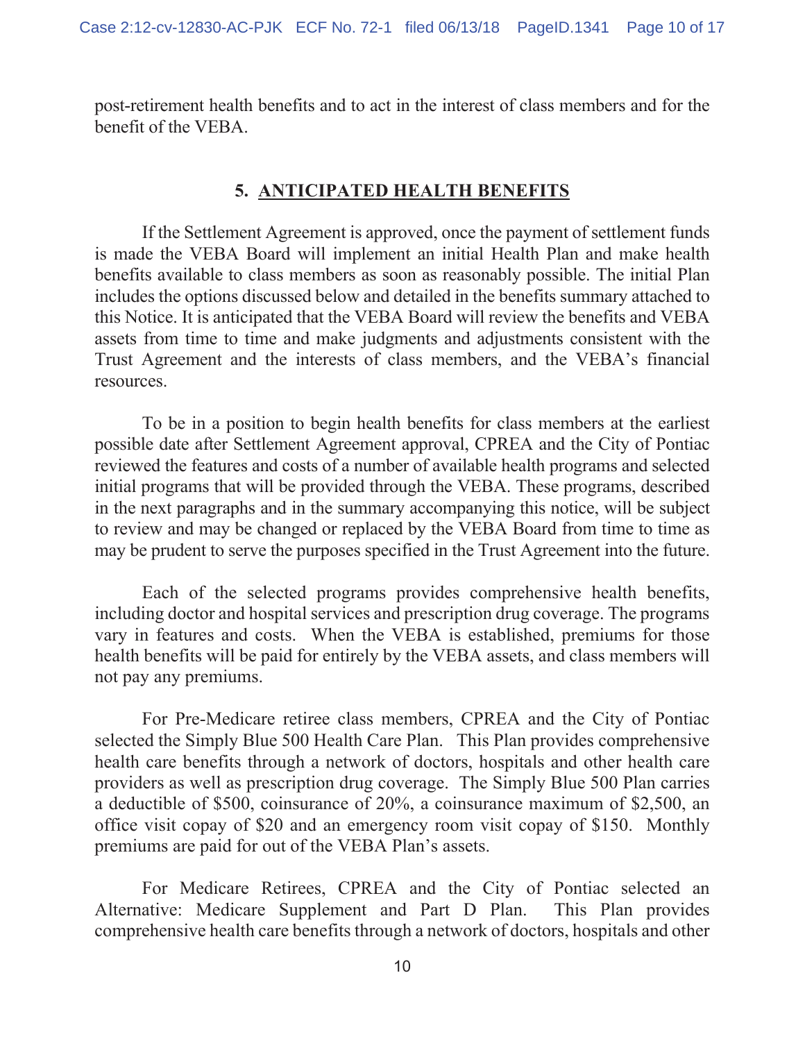post-retirement health benefits and to act in the interest of class members and for the benefit of the VEBA.

## 5. ANTICIPATED HEALTH BENEFITS

If the Settlement Agreement is approved, once the payment of settlement funds is made the VEBA Board will implement an initial Health Plan and make health benefits available to class members as soon as reasonably possible. The initial Plan includes the options discussed below and detailed in the benefits summary attached to this Notice. It is anticipated that the VEBA Board will review the benefits and VEBA assets from time to time and make judgments and adjustments consistent with the Trust Agreement and the interests of class members, and the VEBA's financial resources.

To be in a position to begin health benefits for class members at the earliest possible date after Settlement Agreement approval, CPREA and the City of Pontiac reviewed the features and costs of a number of available health programs and selected initial programs that will be provided through the VEBA. These programs, described in the next paragraphs and in the summary accompanying this notice, will be subject to review and may be changed or replaced by the VEBA Board from time to time as may be prudent to serve the purposes specified in the Trust Agreement into the future.

Each of the selected programs provides comprehensive health benefits, including doctor and hospital services and prescription drug coverage. The programs vary in features and costs. When the VEBA is established, premiums for those health benefits will be paid for entirely by the VEBA assets, and class members will not pay any premiums.

For Pre-Medicare retiree class members, CPREA and the City of Pontiac selected the Simply Blue 500 Health Care Plan. This Plan provides comprehensive health care benefits through a network of doctors, hospitals and other health care providers as well as prescription drug coverage. The Simply Blue 500 Plan carries a deductible of $500, coinsurance of 20%, a coinsurance maximum of $2,500, an office visit copay of $20 and an emergency room visit copay of $150. Monthly premiums are paid for out of the VEBA Plan's assets.

For Medicare Retirees, CPREA and the City of Pontiac selected an Alternative: Medicare Supplement and Part D Plan. This Plan provides comprehensive health care benefits through a network of doctors, hospitals and other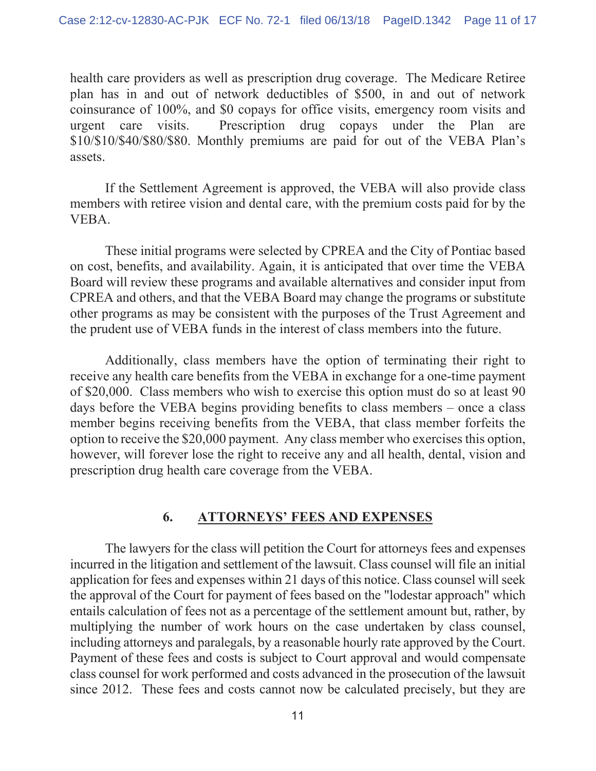health care providers as well as prescription drug coverage. The Medicare Retiree plan has in and out of network deductibles of $500, in and out of network coinsurance of 100%, and $0 copays for office visits, emergency room visits and urgent care visits. Prescription drug copays under the Plan are $10/$10/$40/$80/$80. Monthly premiums are paid for out of the VEBA Plan's assets.

If the Settlement Agreement is approved, the VEBA will also provide class members with retiree vision and dental care, with the premium costs paid for by the VEBA.

These initial programs were selected by CPREA and the City of Pontiac based on cost, benefits, and availability. Again, it is anticipated that over time the VEBA Board will review these programs and available alternatives and consider input from CPREA and others, and that the VEBA Board may change the programs or substitute other programs as may be consistent with the purposes of the Trust Agreement and the prudent use of VEBA funds in the interest of class members into the future.

Additionally, class members have the option of terminating their right to receive any health care benefits from the VEBA in exchange for a one-time payment of $20,000. Class members who wish to exercise this option must do so at least 90 days before the VEBA begins providing benefits to class members – once a class member begins receiving benefits from the VEBA, that class member forfeits the option to receive the $20,000 payment. Any class member who exercises this option, however, will forever lose the right to receive any and all health, dental, vision and prescription drug health care coverage from the VEBA.

## 6. ATTORNEYS' FEES AND EXPENSES

The lawyers for the class will petition the Court for attorneys fees and expenses incurred in the litigation and settlement of the lawsuit. Class counsel will file an initial application for fees and expenses within 21 days of this notice. Class counsel will seek the approval of the Court for payment of fees based on the "lodestar approach" which entails calculation of fees not as a percentage of the settlement amount but, rather, by multiplying the number of work hours on the case undertaken by class counsel, including attorneys and paralegals, by a reasonable hourly rate approved by the Court. Payment of these fees and costs is subject to Court approval and would compensate class counsel for work performed and costs advanced in the prosecution of the lawsuit since 2012. These fees and costs cannot now be calculated precisely, but they are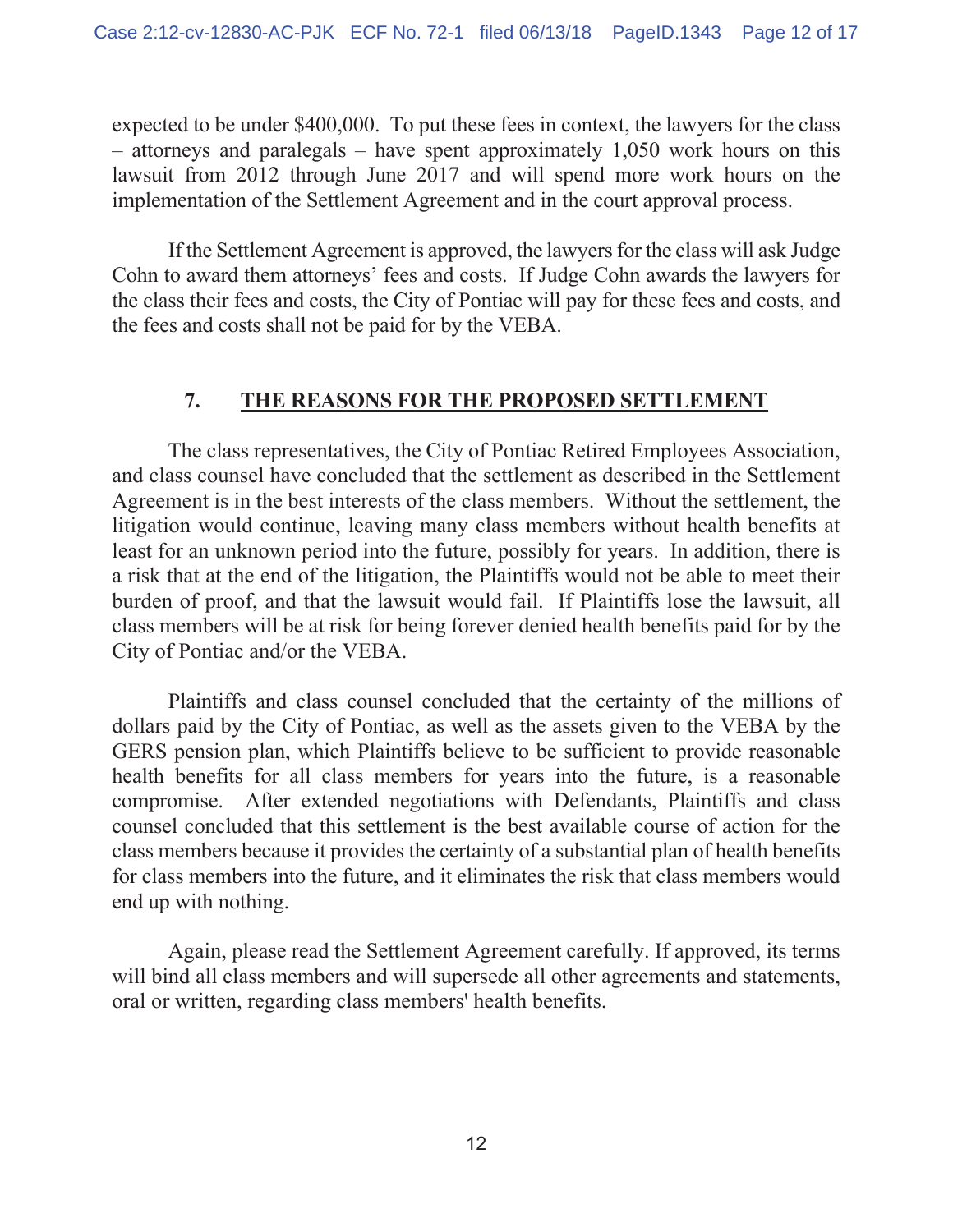expected to be under $400,000. To put these fees in context, the lawyers for the class – attorneys and paralegals – have spent approximately 1,050 work hours on this lawsuit from 2012 through June 2017 and will spend more work hours on the implementation of the Settlement Agreement and in the court approval process.

If the Settlement Agreement is approved, the lawyers for the class will ask Judge Cohn to award them attorneys' fees and costs. If Judge Cohn awards the lawyers for the class their fees and costs, the City of Pontiac will pay for these fees and costs, and the fees and costs shall not be paid for by the VEBA.

## 7. THE REASONS FOR THE PROPOSED SETTLEMENT

The class representatives, the City of Pontiac Retired Employees Association, and class counsel have concluded that the settlement as described in the Settlement Agreement is in the best interests of the class members. Without the settlement, the litigation would continue, leaving many class members without health benefits at least for an unknown period into the future, possibly for years. In addition, there is a risk that at the end of the litigation, the Plaintiffs would not be able to meet their burden of proof, and that the lawsuit would fail. If Plaintiffs lose the lawsuit, all class members will be at risk for being forever denied health benefits paid for by the City of Pontiac and/or the VEBA.

Plaintiffs and class counsel concluded that the certainty of the millions of dollars paid by the City of Pontiac, as well as the assets given to the VEBA by the GERS pension plan, which Plaintiffs believe to be sufficient to provide reasonable health benefits for all class members for years into the future, is a reasonable compromise. After extended negotiations with Defendants, Plaintiffs and class counsel concluded that this settlement is the best available course of action for the class members because it provides the certainty of a substantial plan of health benefits for class members into the future, and it eliminates the risk that class members would end up with nothing.

Again, please read the Settlement Agreement carefully. If approved, its terms will bind all class members and will supersede all other agreements and statements, oral or written, regarding class members' health benefits.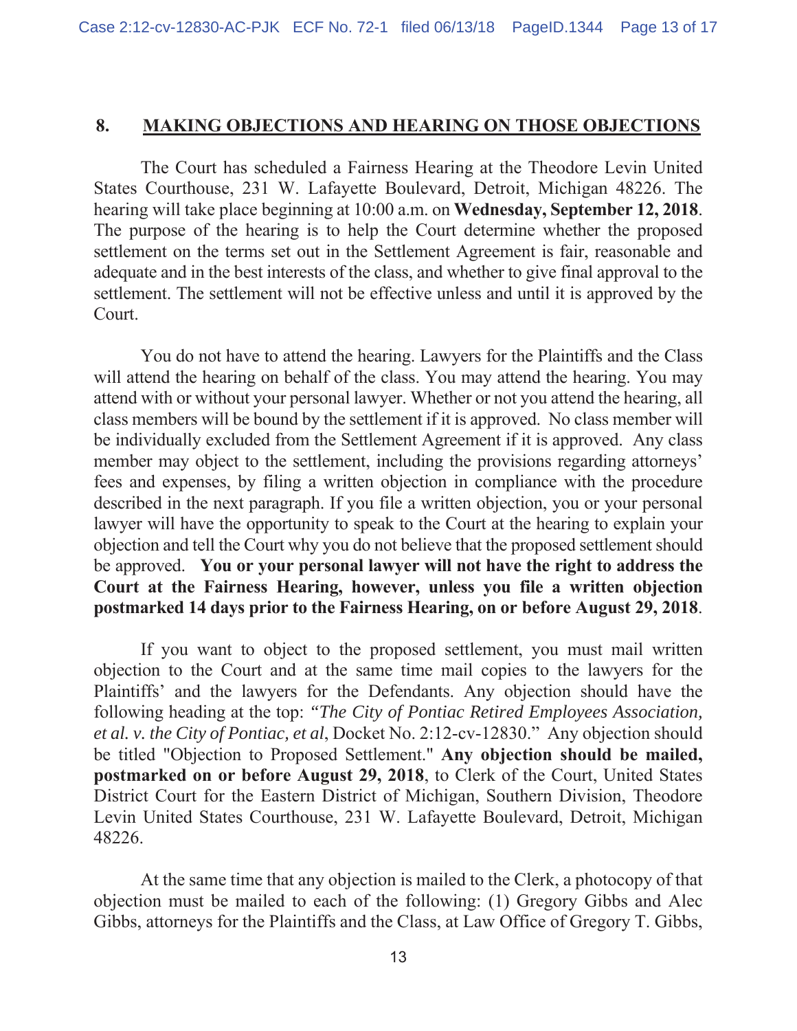## 8. MAKING OBJECTIONS AND HEARING ON THOSE OBJECTIONS

The Court has scheduled a Fairness Hearing at the Theodore Levin United States Courthouse, 231 W. Lafayette Boulevard, Detroit, Michigan 48226. The hearing will take place beginning at 10:00 a.m. on **Wednesday, September 12, 2018**. The purpose of the hearing is to help the Court determine whether the proposed settlement on the terms set out in the Settlement Agreement is fair, reasonable and adequate and in the best interests of the class, and whether to give final approval to the settlement. The settlement will not be effective unless and until it is approved by the Court.

You do not have to attend the hearing. Lawyers for the Plaintiffs and the Class will attend the hearing on behalf of the class. You may attend the hearing. You may attend with or without your personal lawyer. Whether or not you attend the hearing, all class members will be bound by the settlement if it is approved. No class member will be individually excluded from the Settlement Agreement if it is approved. Any class member may object to the settlement, including the provisions regarding attorneys' fees and expenses, by filing a written objection in compliance with the procedure described in the next paragraph. If you file a written objection, you or your personal lawyer will have the opportunity to speak to the Court at the hearing to explain your objection and tell the Court why you do not believe that the proposed settlement should be approved. **You or your personal lawyer will not have the right to address the Court at the Fairness Hearing, however, unless you file a written objection postmarked 14 days prior to the Fairness Hearing, on or before August 29, 2018**.

If you want to object to the proposed settlement, you must mail written objection to the Court and at the same time mail copies to the lawyers for the Plaintiffs' and the lawyers for the Defendants. Any objection should have the following heading at the top: *"The City of Pontiac Retired Employees Association, et al. v. the City of Pontiac, et al*, Docket No. 2:12-cv-12830." Any objection should be titled "Objection to Proposed Settlement." **Any objection should be mailed, postmarked on or before August 29, 2018**, to Clerk of the Court, United States District Court for the Eastern District of Michigan, Southern Division, Theodore Levin United States Courthouse, 231 W. Lafayette Boulevard, Detroit, Michigan 48226.

At the same time that any objection is mailed to the Clerk, a photocopy of that objection must be mailed to each of the following: (1) Gregory Gibbs and Alec Gibbs, attorneys for the Plaintiffs and the Class, at Law Office of Gregory T. Gibbs,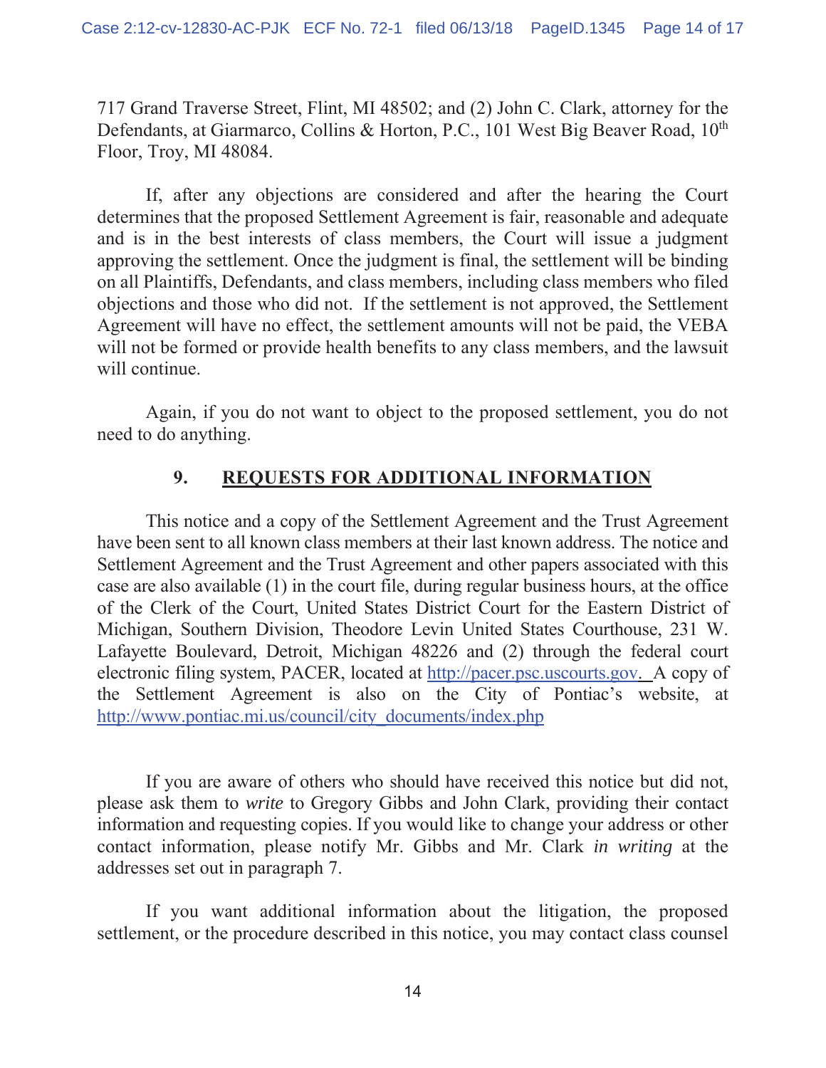717 Grand Traverse Street, Flint, MI 48502; and (2) John C. Clark, attorney for the Defendants, at Giarmarco, Collins & Horton, P.C., 101 West Big Beaver Road, 10th Floor, Troy, MI 48084.

If, after any objections are considered and after the hearing the Court determines that the proposed Settlement Agreement is fair, reasonable and adequate and is in the best interests of class members, the Court will issue a judgment approving the settlement. Once the judgment is final, the settlement will be binding on all Plaintiffs, Defendants, and class members, including class members who filed objections and those who did not. If the settlement is not approved, the Settlement Agreement will have no effect, the settlement amounts will not be paid, the VEBA will not be formed or provide health benefits to any class members, and the lawsuit will continue.

Again, if you do not want to object to the proposed settlement, you do not need to do anything.

## 9. <u>REQUESTS FOR ADDITIONAL INFORMATION</u>

This notice and a copy of the Settlement Agreement and the Trust Agreement have been sent to all known class members at their last known address. The notice and Settlement Agreement and the Trust Agreement and other papers associated with this case are also available (1) in the court file, during regular business hours, at the office of the Clerk of the Court, United States District Court for the Eastern District of Michigan, Southern Division, Theodore Levin United States Courthouse, 231 W. Lafayette Boulevard, Detroit, Michigan 48226 and (2) through the federal court electronic filing system, PACER, located at http://pacer.psc.uscourts.gov. A copy of the Settlement Agreement is also on the City of Pontiac's website, at http://www.pontiac.mi.us/council/city_documents/index.php

If you are aware of others who should have received this notice but did not, please ask them to *write* to Gregory Gibbs and John Clark, providing their contact information and requesting copies. If you would like to change your address or other contact information, please notify Mr. Gibbs and Mr. Clark *in writing* at the addresses set out in paragraph 7.

If you want additional information about the litigation, the proposed settlement, or the procedure described in this notice, you may contact class counsel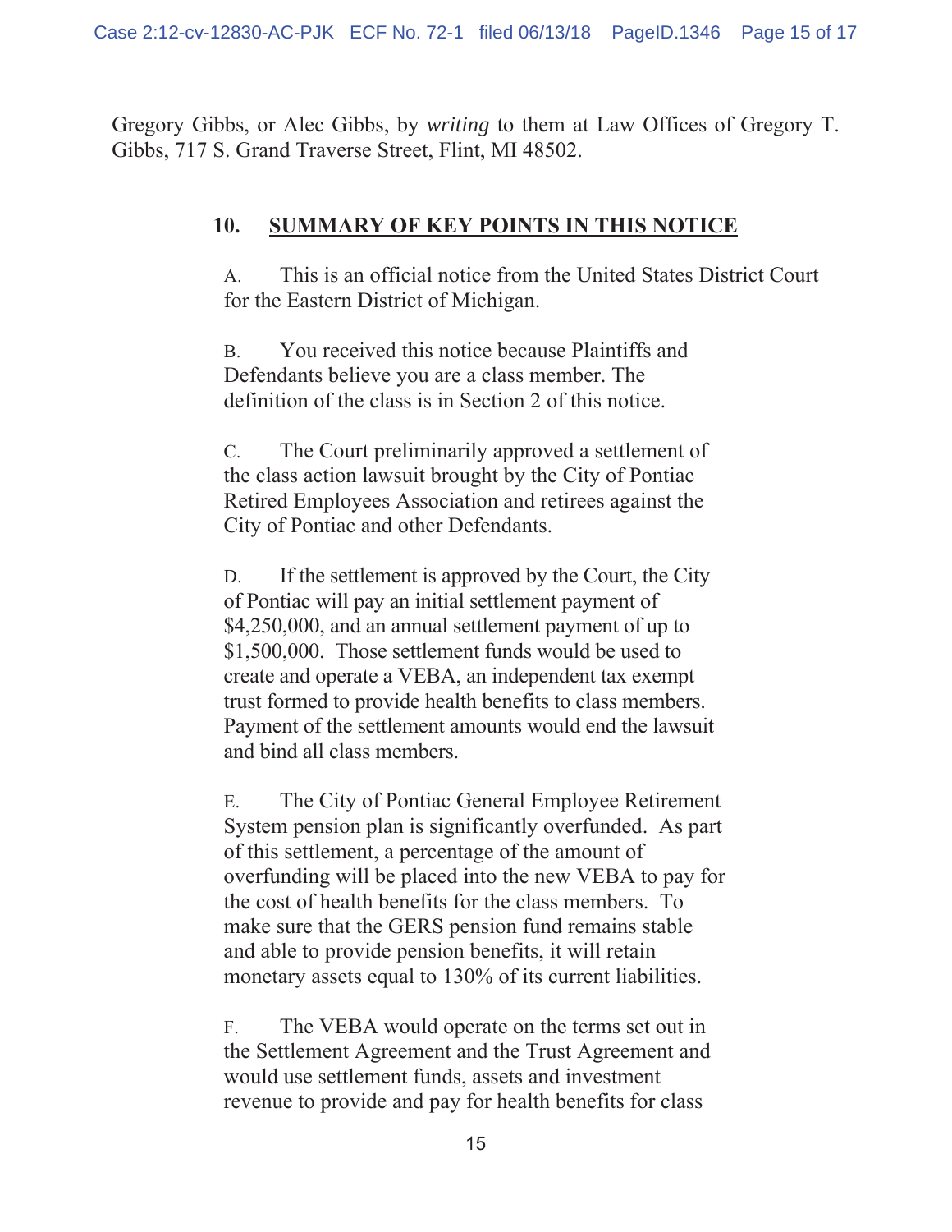Gregory Gibbs, or Alec Gibbs, by *writing* to them at Law Offices of Gregory T. Gibbs, 717 S. Grand Traverse Street, Flint, MI 48502.

## 10. SUMMARY OF KEY POINTS IN THIS NOTICE

A. This is an official notice from the United States District Court for the Eastern District of Michigan.

B. You received this notice because Plaintiffs and Defendants believe you are a class member. The definition of the class is in Section 2 of this notice.

C. The Court preliminarily approved a settlement of the class action lawsuit brought by the City of Pontiac Retired Employees Association and retirees against the City of Pontiac and other Defendants.

D. If the settlement is approved by the Court, the City of Pontiac will pay an initial settlement payment of $4,250,000, and an annual settlement payment of up to $1,500,000. Those settlement funds would be used to create and operate a VEBA, an independent tax exempt trust formed to provide health benefits to class members. Payment of the settlement amounts would end the lawsuit and bind all class members.

E. The City of Pontiac General Employee Retirement System pension plan is significantly overfunded. As part of this settlement, a percentage of the amount of overfunding will be placed into the new VEBA to pay for the cost of health benefits for the class members. To make sure that the GERS pension fund remains stable and able to provide pension benefits, it will retain monetary assets equal to 130% of its current liabilities.

F. The VEBA would operate on the terms set out in the Settlement Agreement and the Trust Agreement and would use settlement funds, assets and investment revenue to provide and pay for health benefits for class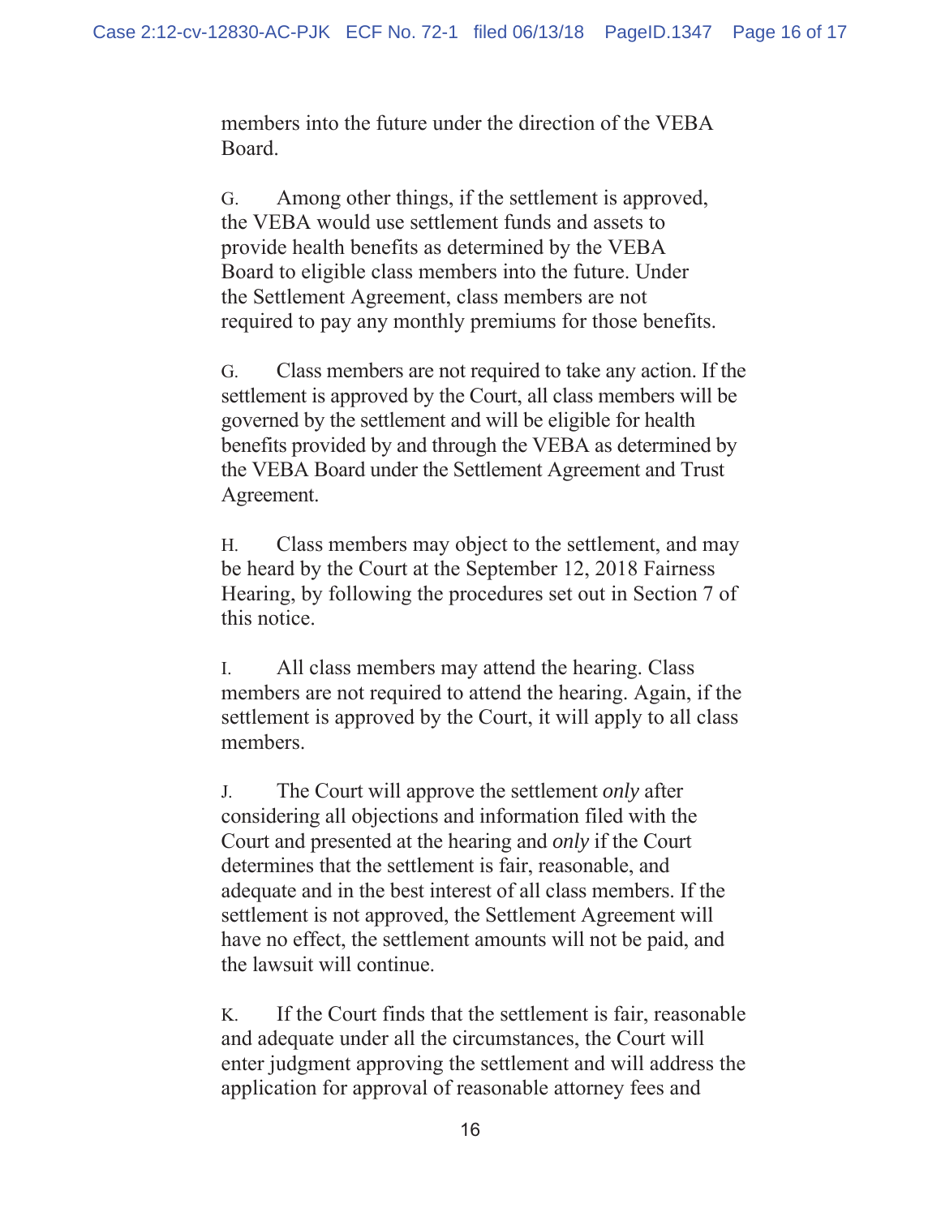members into the future under the direction of the VEBA Board.

G. Among other things, if the settlement is approved, the VEBA would use settlement funds and assets to provide health benefits as determined by the VEBA Board to eligible class members into the future. Under the Settlement Agreement, class members are not required to pay any monthly premiums for those benefits.

G. Class members are not required to take any action. If the settlement is approved by the Court, all class members will be governed by the settlement and will be eligible for health benefits provided by and through the VEBA as determined by the VEBA Board under the Settlement Agreement and Trust Agreement.

H. Class members may object to the settlement, and may be heard by the Court at the September 12, 2018 Fairness Hearing, by following the procedures set out in Section 7 of this notice.

I. All class members may attend the hearing. Class members are not required to attend the hearing. Again, if the settlement is approved by the Court, it will apply to all class members.

J. The Court will approve the settlement *only* after considering all objections and information filed with the Court and presented at the hearing and *only* if the Court determines that the settlement is fair, reasonable, and adequate and in the best interest of all class members. If the settlement is not approved, the Settlement Agreement will have no effect, the settlement amounts will not be paid, and the lawsuit will continue.

K. If the Court finds that the settlement is fair, reasonable and adequate under all the circumstances, the Court will enter judgment approving the settlement and will address the application for approval of reasonable attorney fees and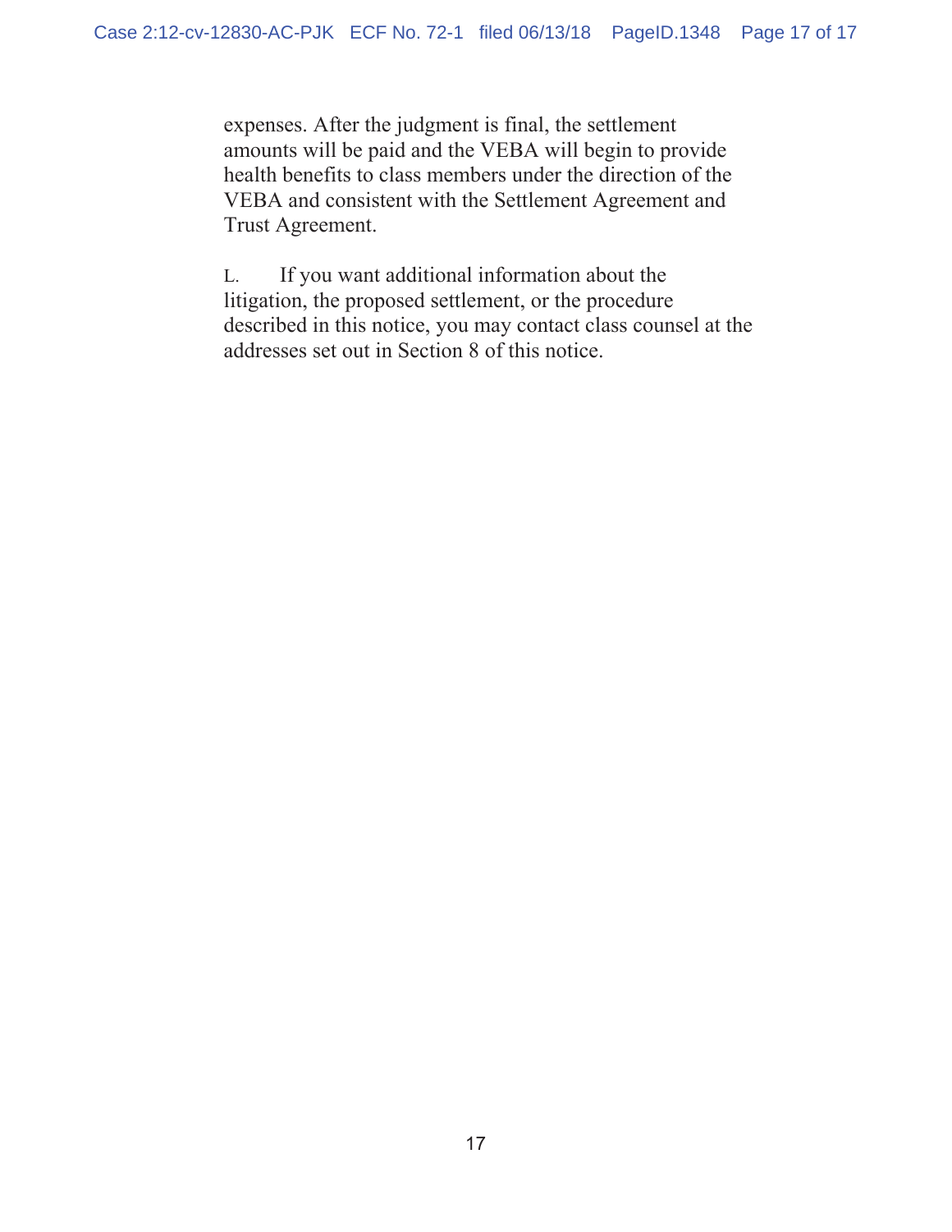expenses. After the judgment is final, the settlement amounts will be paid and the VEBA will begin to provide health benefits to class members under the direction of the VEBA and consistent with the Settlement Agreement and Trust Agreement.

L. If you want additional information about the litigation, the proposed settlement, or the procedure described in this notice, you may contact class counsel at the addresses set out in Section 8 of this notice.